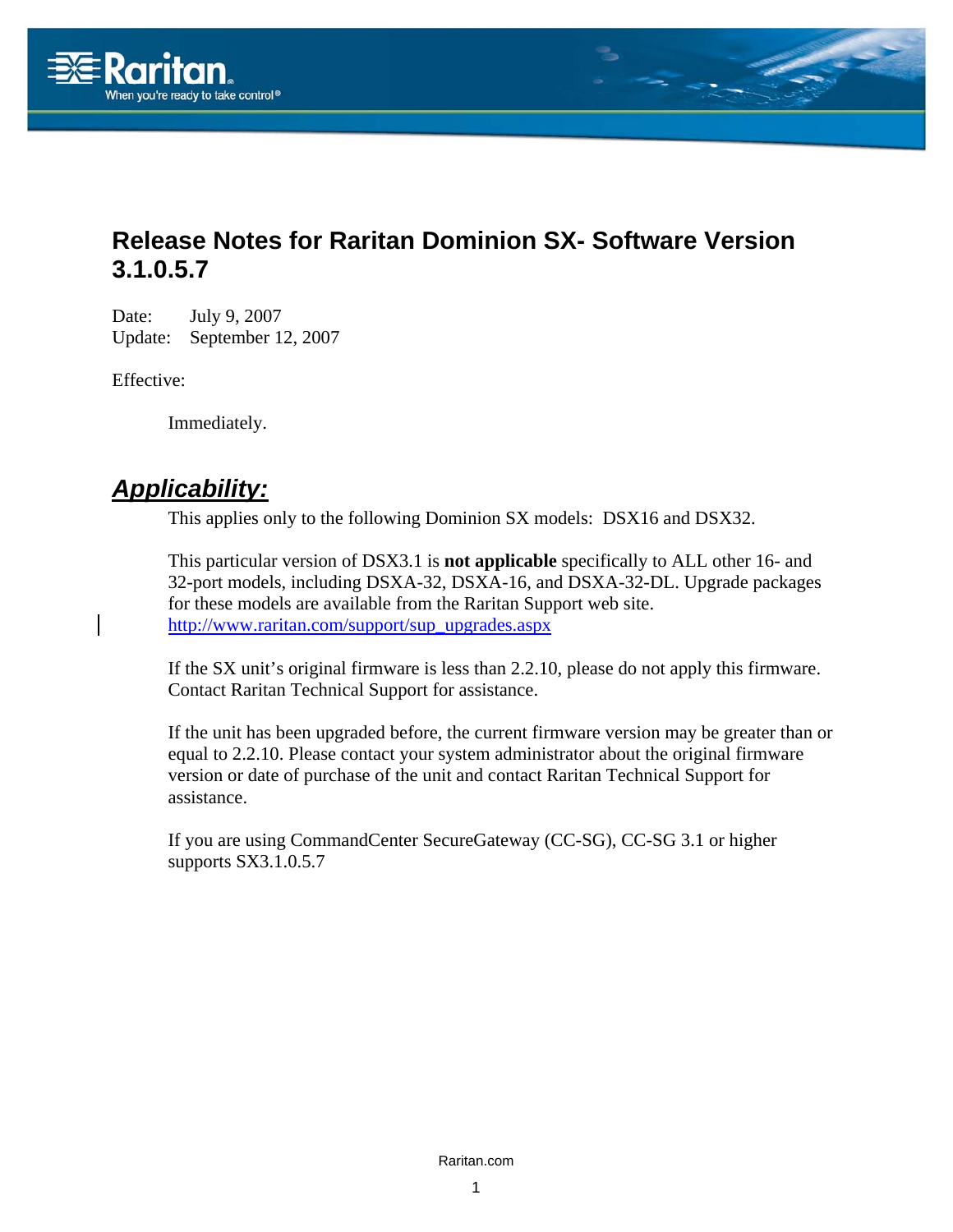# Release Notes for Raritan Dominion SX- Software Version 3.1.0.5.7

Date: July 9, 2007
Update: September 12, 2007

Effective:

Immediately.

## ***Applicability:***

This applies only to the following Dominion SX models: DSX16 and DSX32.

This particular version of DSX3.1 is **not applicable** specifically to ALL other 16- and 32-port models, including DSXA-32, DSXA-16, and DSXA-32-DL. Upgrade packages for these models are available from the Raritan Support web site. http://www.raritan.com/support/sup_upgrades.aspx

If the SX unit's original firmware is less than 2.2.10, please do not apply this firmware. Contact Raritan Technical Support for assistance.

If the unit has been upgraded before, the current firmware version may be greater than or equal to 2.2.10. Please contact your system administrator about the original firmware version or date of purchase of the unit and contact Raritan Technical Support for assistance.

If you are using CommandCenter SecureGateway (CC-SG), CC-SG 3.1 or higher supports SX3.1.0.5.7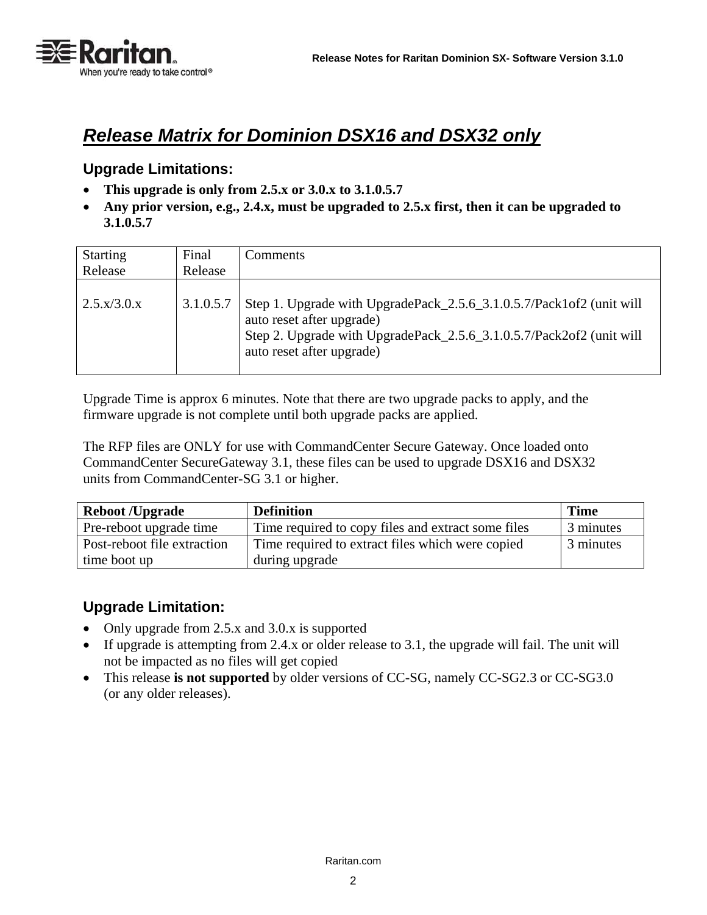## *Release Matrix for Dominion DSX16 and DSX32 only*

### Upgrade Limitations:

- **This upgrade is only from 2.5.x or 3.0.x to 3.1.0.5.7**
- **Any prior version, e.g., 2.4.x, must be upgraded to 2.5.x first, then it can be upgraded to 3.1.0.5.7**

| Starting Release | Final Release | Comments |
|---|---|---|
| 2.5.x/3.0.x | 3.1.0.5.7 | Step 1. Upgrade with UpgradePack_2.5.6_3.1.0.5.7/Pack1of2 (unit will auto reset after upgrade)<br>Step 2. Upgrade with UpgradePack_2.5.6_3.1.0.5.7/Pack2of2 (unit will auto reset after upgrade) |

Upgrade Time is approx 6 minutes. Note that there are two upgrade packs to apply, and the firmware upgrade is not complete until both upgrade packs are applied.

The RFP files are ONLY for use with CommandCenter Secure Gateway. Once loaded onto CommandCenter SecureGateway 3.1, these files can be used to upgrade DSX16 and DSX32 units from CommandCenter-SG 3.1 or higher.

| Reboot /Upgrade | Definition | Time |
|---|---|---|
| Pre-reboot upgrade time | Time required to copy files and extract some files | 3 minutes |
| Post-reboot file extraction time boot up | Time required to extract files which were copied during upgrade | 3 minutes |

### Upgrade Limitation:

- Only upgrade from 2.5.x and 3.0.x is supported
- If upgrade is attempting from 2.4.x or older release to 3.1, the upgrade will fail. The unit will not be impacted as no files will get copied
- This release **is not supported** by older versions of CC-SG, namely CC-SG2.3 or CC-SG3.0 (or any older releases).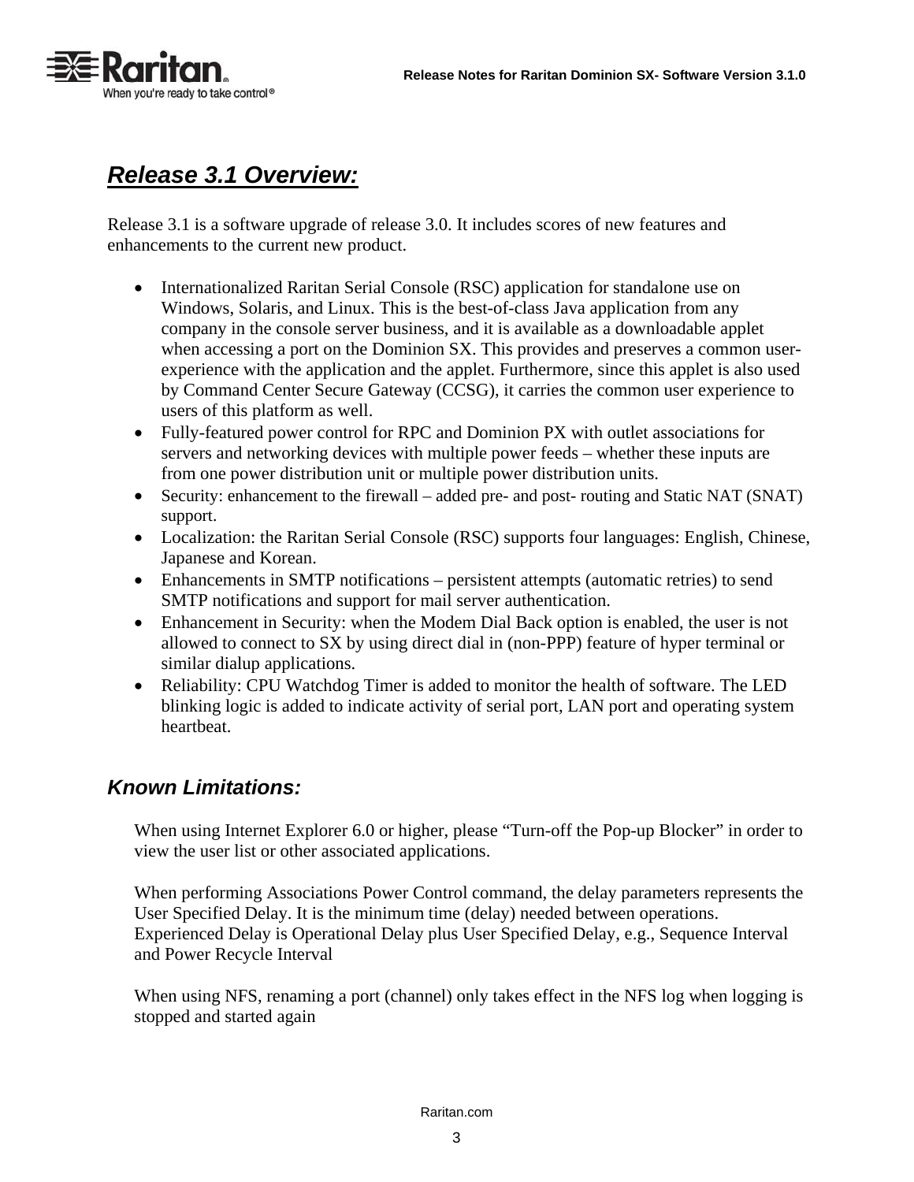## ***Release 3.1 Overview:***

Release 3.1 is a software upgrade of release 3.0. It includes scores of new features and enhancements to the current new product.

- Internationalized Raritan Serial Console (RSC) application for standalone use on Windows, Solaris, and Linux. This is the best-of-class Java application from any company in the console server business, and it is available as a downloadable applet when accessing a port on the Dominion SX. This provides and preserves a common user-experience with the application and the applet. Furthermore, since this applet is also used by Command Center Secure Gateway (CCSG), it carries the common user experience to users of this platform as well.
- Fully-featured power control for RPC and Dominion PX with outlet associations for servers and networking devices with multiple power feeds – whether these inputs are from one power distribution unit or multiple power distribution units.
- Security: enhancement to the firewall – added pre- and post- routing and Static NAT (SNAT) support.
- Localization: the Raritan Serial Console (RSC) supports four languages: English, Chinese, Japanese and Korean.
- Enhancements in SMTP notifications – persistent attempts (automatic retries) to send SMTP notifications and support for mail server authentication.
- Enhancement in Security: when the Modem Dial Back option is enabled, the user is not allowed to connect to SX by using direct dial in (non-PPP) feature of hyper terminal or similar dialup applications.
- Reliability: CPU Watchdog Timer is added to monitor the health of software. The LED blinking logic is added to indicate activity of serial port, LAN port and operating system heartbeat.

### *Known Limitations:*

When using Internet Explorer 6.0 or higher, please "Turn-off the Pop-up Blocker" in order to view the user list or other associated applications.

When performing Associations Power Control command, the delay parameters represents the User Specified Delay. It is the minimum time (delay) needed between operations. Experienced Delay is Operational Delay plus User Specified Delay, e.g., Sequence Interval and Power Recycle Interval

When using NFS, renaming a port (channel) only takes effect in the NFS log when logging is stopped and started again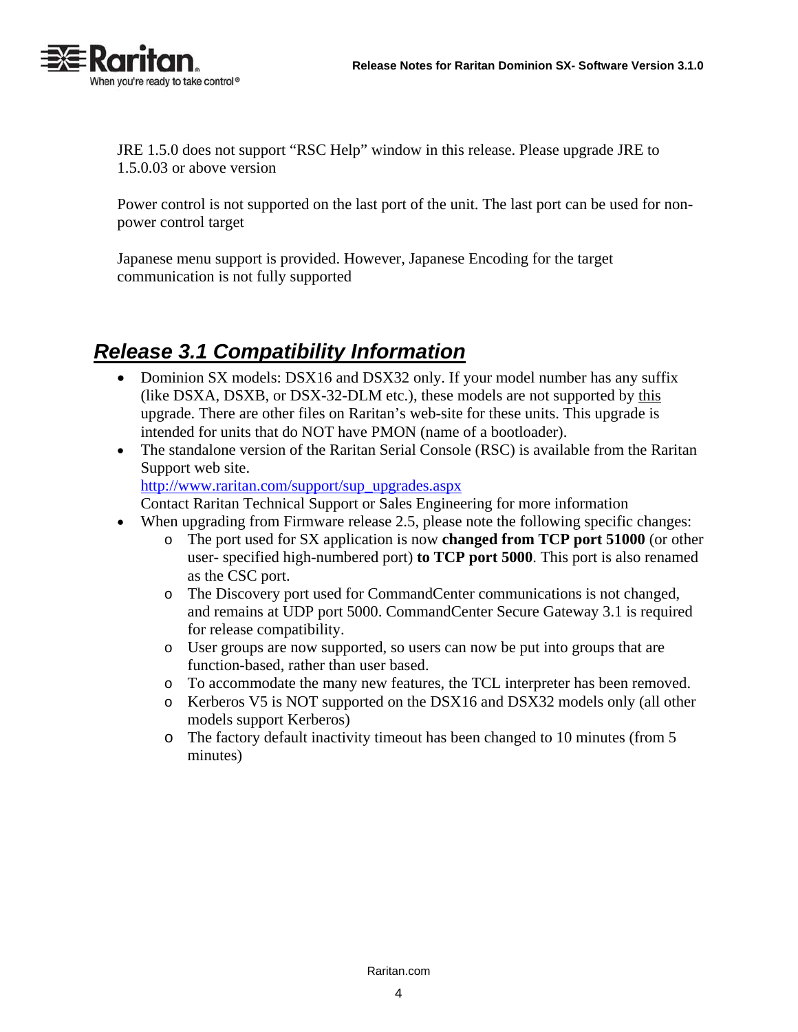JRE 1.5.0 does not support "RSC Help" window in this release. Please upgrade JRE to 1.5.0.03 or above version

Power control is not supported on the last port of the unit. The last port can be used for non-power control target

Japanese menu support is provided. However, Japanese Encoding for the target communication is not fully supported

## *Release 3.1 Compatibility Information*

- Dominion SX models: DSX16 and DSX32 only. If your model number has any suffix (like DSXA, DSXB, or DSX-32-DLM etc.), these models are not supported by this upgrade. There are other files on Raritan's web-site for these units. This upgrade is intended for units that do NOT have PMON (name of a bootloader).
- The standalone version of the Raritan Serial Console (RSC) is available from the Raritan Support web site.
  [http://www.raritan.com/support/sup_upgrades.aspx](http://www.raritan.com/support/sup_upgrades.aspx)
  Contact Raritan Technical Support or Sales Engineering for more information
- When upgrading from Firmware release 2.5, please note the following specific changes:
  - The port used for SX application is now **changed from TCP port 51000** (or other user- specified high-numbered port) **to TCP port 5000**. This port is also renamed as the CSC port.
  - The Discovery port used for CommandCenter communications is not changed, and remains at UDP port 5000. CommandCenter Secure Gateway 3.1 is required for release compatibility.
  - User groups are now supported, so users can now be put into groups that are function-based, rather than user based.
  - To accommodate the many new features, the TCL interpreter has been removed.
  - Kerberos V5 is NOT supported on the DSX16 and DSX32 models only (all other models support Kerberos)
  - The factory default inactivity timeout has been changed to 10 minutes (from 5 minutes)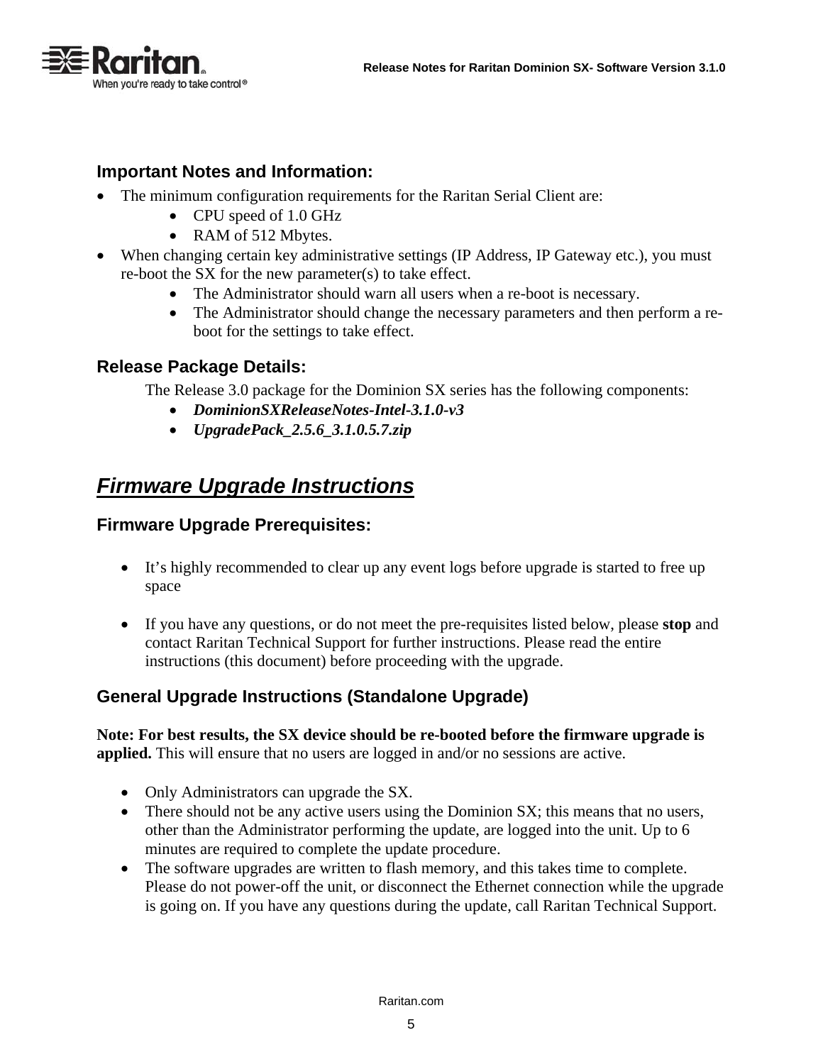### Important Notes and Information:

- The minimum configuration requirements for the Raritan Serial Client are:
  - CPU speed of 1.0 GHz
  - RAM of 512 Mbytes.
- When changing certain key administrative settings (IP Address, IP Gateway etc.), you must re-boot the SX for the new parameter(s) to take effect.
  - The Administrator should warn all users when a re-boot is necessary.
  - The Administrator should change the necessary parameters and then perform a re-boot for the settings to take effect.

### Release Package Details:

The Release 3.0 package for the Dominion SX series has the following components:

- ***DominionSXReleaseNotes-Intel-3.1.0-v3***
- ***UpgradePack_2.5.6_3.1.0.5.7.zip***

## *Firmware Upgrade Instructions*

### Firmware Upgrade Prerequisites:

- It's highly recommended to clear up any event logs before upgrade is started to free up space

- If you have any questions, or do not meet the pre-requisites listed below, please **stop** and contact Raritan Technical Support for further instructions. Please read the entire instructions (this document) before proceeding with the upgrade.

### General Upgrade Instructions (Standalone Upgrade)

**Note: For best results, the SX device should be re-booted before the firmware upgrade is applied.** This will ensure that no users are logged in and/or no sessions are active.

- Only Administrators can upgrade the SX.
- There should not be any active users using the Dominion SX; this means that no users, other than the Administrator performing the update, are logged into the unit. Up to 6 minutes are required to complete the update procedure.
- The software upgrades are written to flash memory, and this takes time to complete. Please do not power-off the unit, or disconnect the Ethernet connection while the upgrade is going on. If you have any questions during the update, call Raritan Technical Support.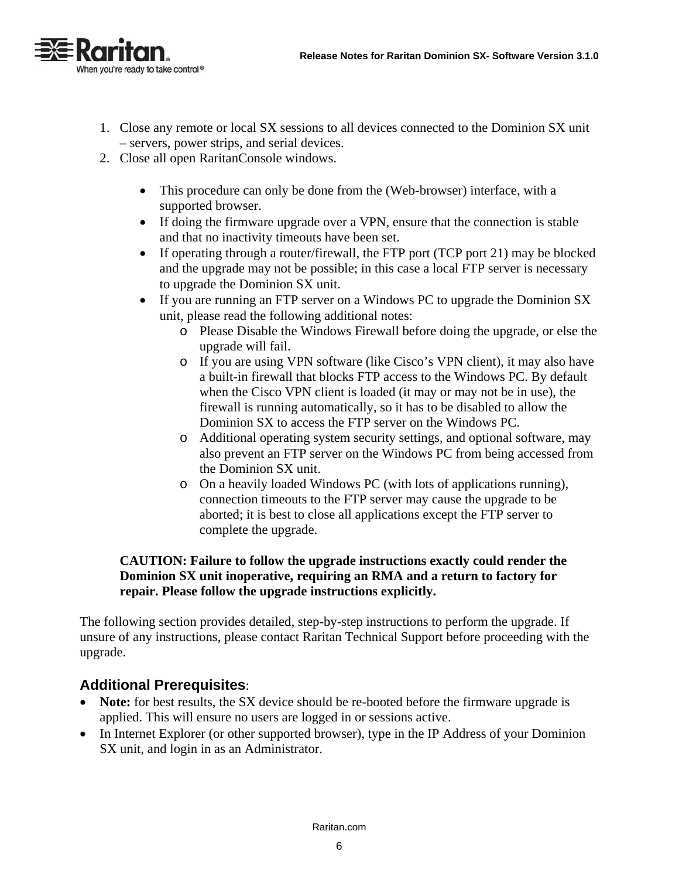1. Close any remote or local SX sessions to all devices connected to the Dominion SX unit – servers, power strips, and serial devices.
2. Close all open RaritanConsole windows.

   - This procedure can only be done from the (Web-browser) interface, with a supported browser.
   - If doing the firmware upgrade over a VPN, ensure that the connection is stable and that no inactivity timeouts have been set.
   - If operating through a router/firewall, the FTP port (TCP port 21) may be blocked and the upgrade may not be possible; in this case a local FTP server is necessary to upgrade the Dominion SX unit.
   - If you are running an FTP server on a Windows PC to upgrade the Dominion SX unit, please read the following additional notes:
     - Please Disable the Windows Firewall before doing the upgrade, or else the upgrade will fail.
     - If you are using VPN software (like Cisco's VPN client), it may also have a built-in firewall that blocks FTP access to the Windows PC. By default when the Cisco VPN client is loaded (it may or may not be in use), the firewall is running automatically, so it has to be disabled to allow the Dominion SX to access the FTP server on the Windows PC.
     - Additional operating system security settings, and optional software, may also prevent an FTP server on the Windows PC from being accessed from the Dominion SX unit.
     - On a heavily loaded Windows PC (with lots of applications running), connection timeouts to the FTP server may cause the upgrade to be aborted; it is best to close all applications except the FTP server to complete the upgrade.

   **CAUTION: Failure to follow the upgrade instructions exactly could render the Dominion SX unit inoperative, requiring an RMA and a return to factory for repair. Please follow the upgrade instructions explicitly.**

The following section provides detailed, step-by-step instructions to perform the upgrade. If unsure of any instructions, please contact Raritan Technical Support before proceeding with the upgrade.

### Additional Prerequisites:

- **Note:** for best results, the SX device should be re-booted before the firmware upgrade is applied. This will ensure no users are logged in or sessions active.
- In Internet Explorer (or other supported browser), type in the IP Address of your Dominion SX unit, and login in as an Administrator.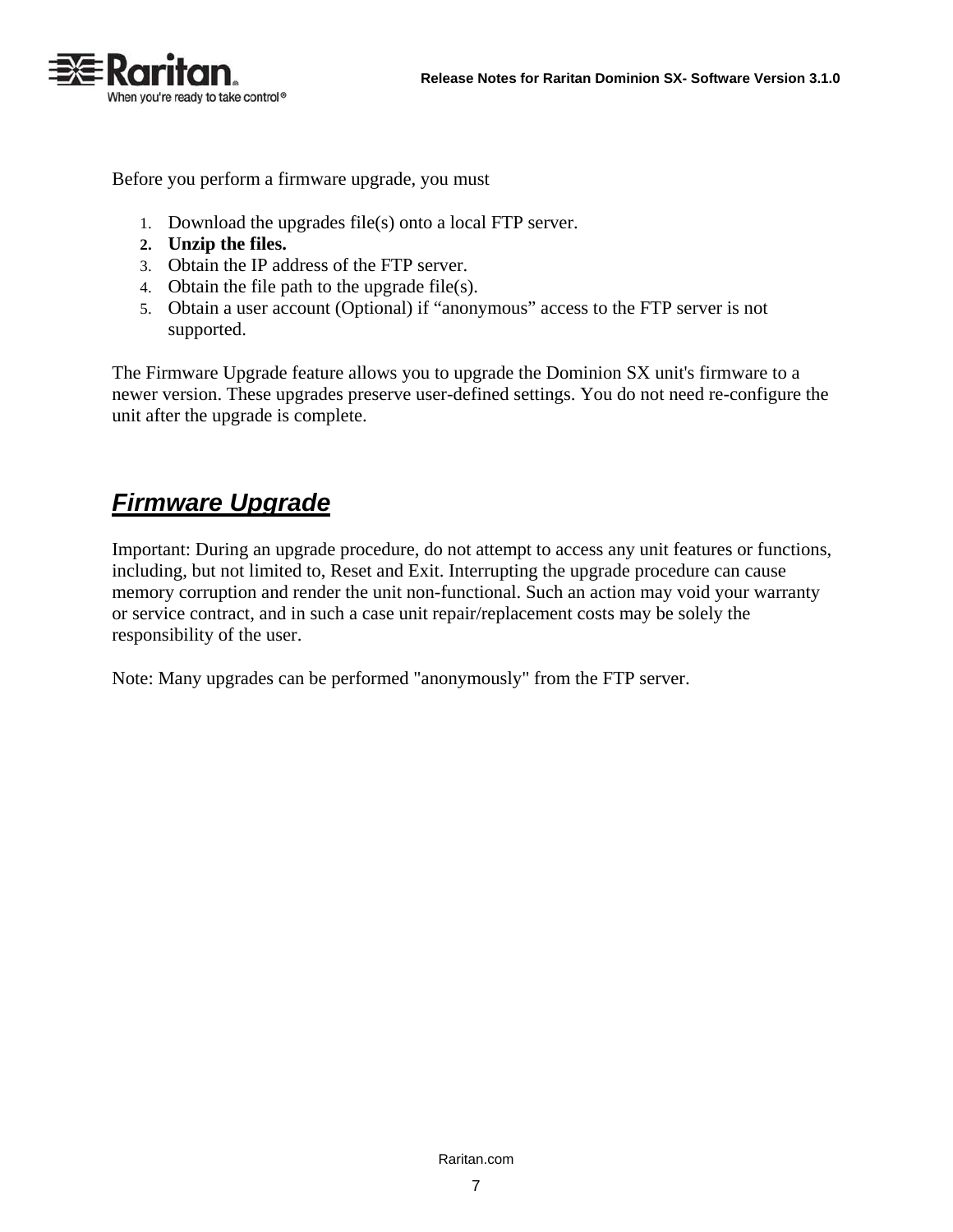Before you perform a firmware upgrade, you must

1. Download the upgrades file(s) onto a local FTP server.
2. **Unzip the files.**
3. Obtain the IP address of the FTP server.
4. Obtain the file path to the upgrade file(s).
5. Obtain a user account (Optional) if “anonymous” access to the FTP server is not supported.

The Firmware Upgrade feature allows you to upgrade the Dominion SX unit's firmware to a newer version. These upgrades preserve user-defined settings. You do not need re-configure the unit after the upgrade is complete.

## Firmware Upgrade

Important: During an upgrade procedure, do not attempt to access any unit features or functions, including, but not limited to, Reset and Exit. Interrupting the upgrade procedure can cause memory corruption and render the unit non-functional. Such an action may void your warranty or service contract, and in such a case unit repair/replacement costs may be solely the responsibility of the user.

Note: Many upgrades can be performed "anonymously" from the FTP server.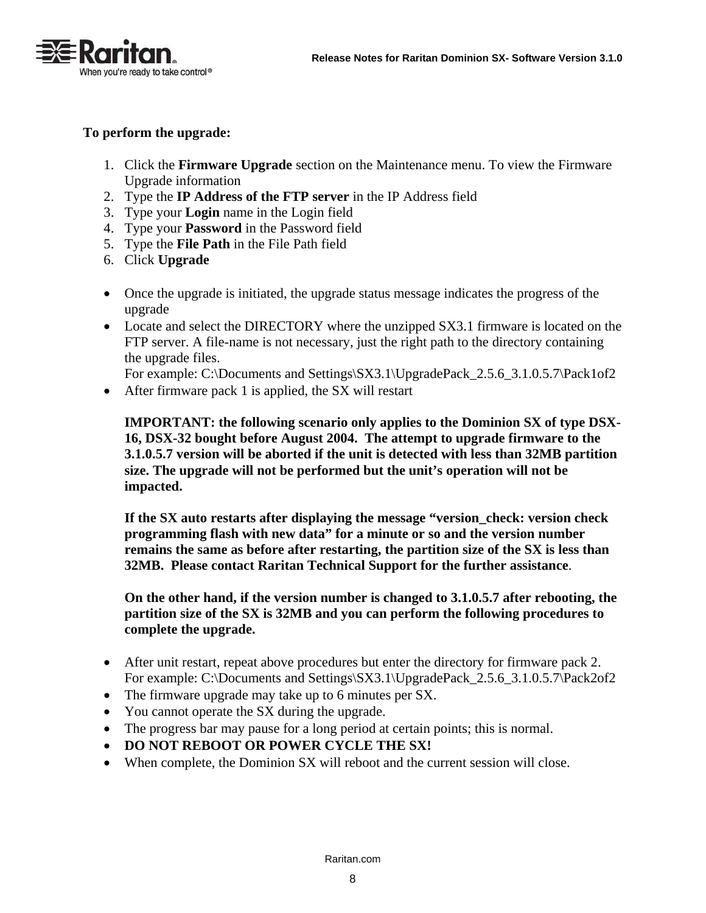**To perform the upgrade:**

1. Click the **Firmware Upgrade** section on the Maintenance menu. To view the Firmware Upgrade information
2. Type the **IP Address of the FTP server** in the IP Address field
3. Type your **Login** name in the Login field
4. Type your **Password** in the Password field
5. Type the **File Path** in the File Path field
6. Click **Upgrade**

- Once the upgrade is initiated, the upgrade status message indicates the progress of the upgrade
- Locate and select the DIRECTORY where the unzipped SX3.1 firmware is located on the FTP server. A file-name is not necessary, just the right path to the directory containing the upgrade files.
  For example: C:\Documents and Settings\SX3.1\UpgradePack_2.5.6_3.1.0.5.7\Pack1of2
- After firmware pack 1 is applied, the SX will restart

  **IMPORTANT: the following scenario only applies to the Dominion SX of type DSX-16, DSX-32 bought before August 2004. The attempt to upgrade firmware to the 3.1.0.5.7 version will be aborted if the unit is detected with less than 32MB partition size. The upgrade will not be performed but the unit's operation will not be impacted.**

  **If the SX auto restarts after displaying the message "version_check: version check programming flash with new data" for a minute or so and the version number remains the same as before after restarting, the partition size of the SX is less than 32MB. Please contact Raritan Technical Support for the further assistance**.

  **On the other hand, if the version number is changed to 3.1.0.5.7 after rebooting, the partition size of the SX is 32MB and you can perform the following procedures to complete the upgrade.**

- After unit restart, repeat above procedures but enter the directory for firmware pack 2.
  For example: C:\Documents and Settings\SX3.1\UpgradePack_2.5.6_3.1.0.5.7\Pack2of2
- The firmware upgrade may take up to 6 minutes per SX.
- You cannot operate the SX during the upgrade.
- The progress bar may pause for a long period at certain points; this is normal.
- **DO NOT REBOOT OR POWER CYCLE THE SX!**
- When complete, the Dominion SX will reboot and the current session will close.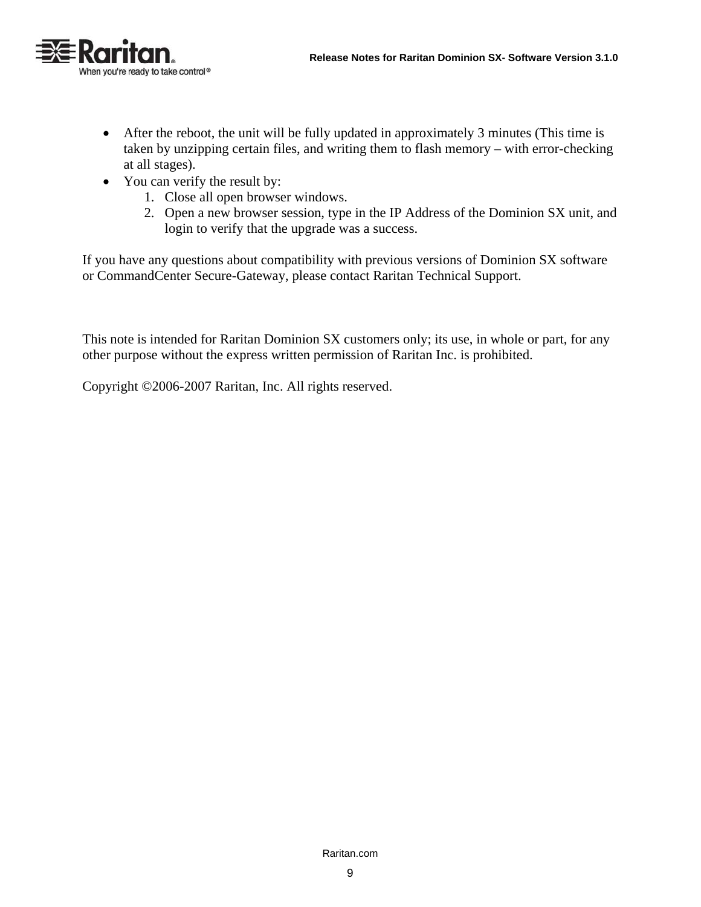- After the reboot, the unit will be fully updated in approximately 3 minutes (This time is taken by unzipping certain files, and writing them to flash memory – with error-checking at all stages).
- You can verify the result by:
  1. Close all open browser windows.
  2. Open a new browser session, type in the IP Address of the Dominion SX unit, and login to verify that the upgrade was a success.

If you have any questions about compatibility with previous versions of Dominion SX software or CommandCenter Secure-Gateway, please contact Raritan Technical Support.

This note is intended for Raritan Dominion SX customers only; its use, in whole or part, for any other purpose without the express written permission of Raritan Inc. is prohibited.

Copyright ©2006-2007 Raritan, Inc. All rights reserved.